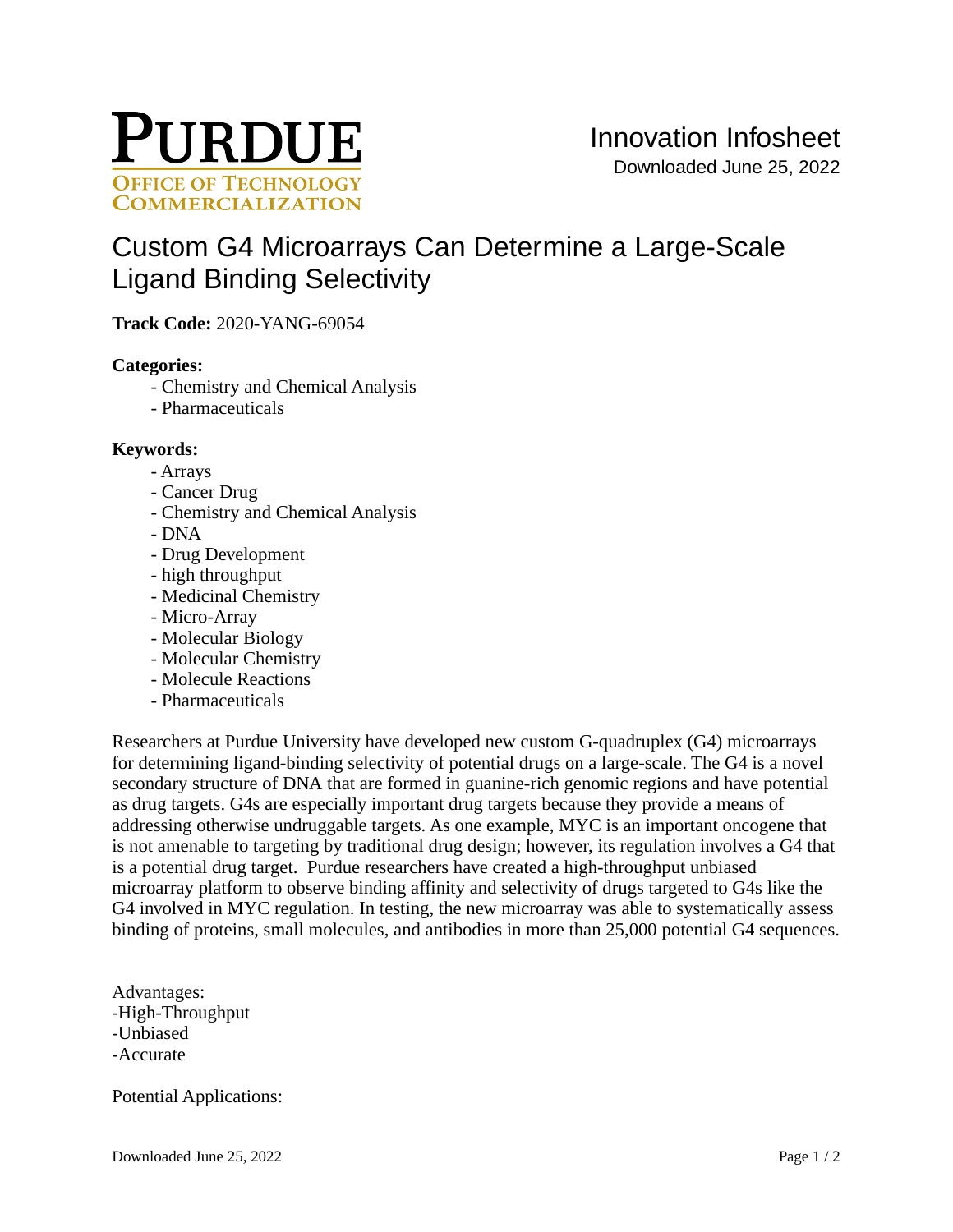PURDUE
OFFICE OF TECHNOLOGY COMMERCIALIZATION

Innovation Infosheet

Downloaded June 25, 2022

# Custom G4 Microarrays Can Determine a Large-Scale Ligand Binding Selectivity

**Track Code:** 2020-YANG-69054

**Categories:**

- Chemistry and Chemical Analysis
- Pharmaceuticals

**Keywords:**

- Arrays
- Cancer Drug
- Chemistry and Chemical Analysis
- DNA
- Drug Development
- high throughput
- Medicinal Chemistry
- Micro-Array
- Molecular Biology
- Molecular Chemistry
- Molecule Reactions
- Pharmaceuticals

Researchers at Purdue University have developed new custom G-quadruplex (G4) microarrays for determining ligand-binding selectivity of potential drugs on a large-scale. The G4 is a novel secondary structure of DNA that are formed in guanine-rich genomic regions and have potential as drug targets. G4s are especially important drug targets because they provide a means of addressing otherwise undruggable targets. As one example, MYC is an important oncogene that is not amenable to targeting by traditional drug design; however, its regulation involves a G4 that is a potential drug target. Purdue researchers have created a high-throughput unbiased microarray platform to observe binding affinity and selectivity of drugs targeted to G4s like the G4 involved in MYC regulation. In testing, the new microarray was able to systematically assess binding of proteins, small molecules, and antibodies in more than 25,000 potential G4 sequences.

Advantages:
-High-Throughput
-Unbiased
-Accurate

Potential Applications: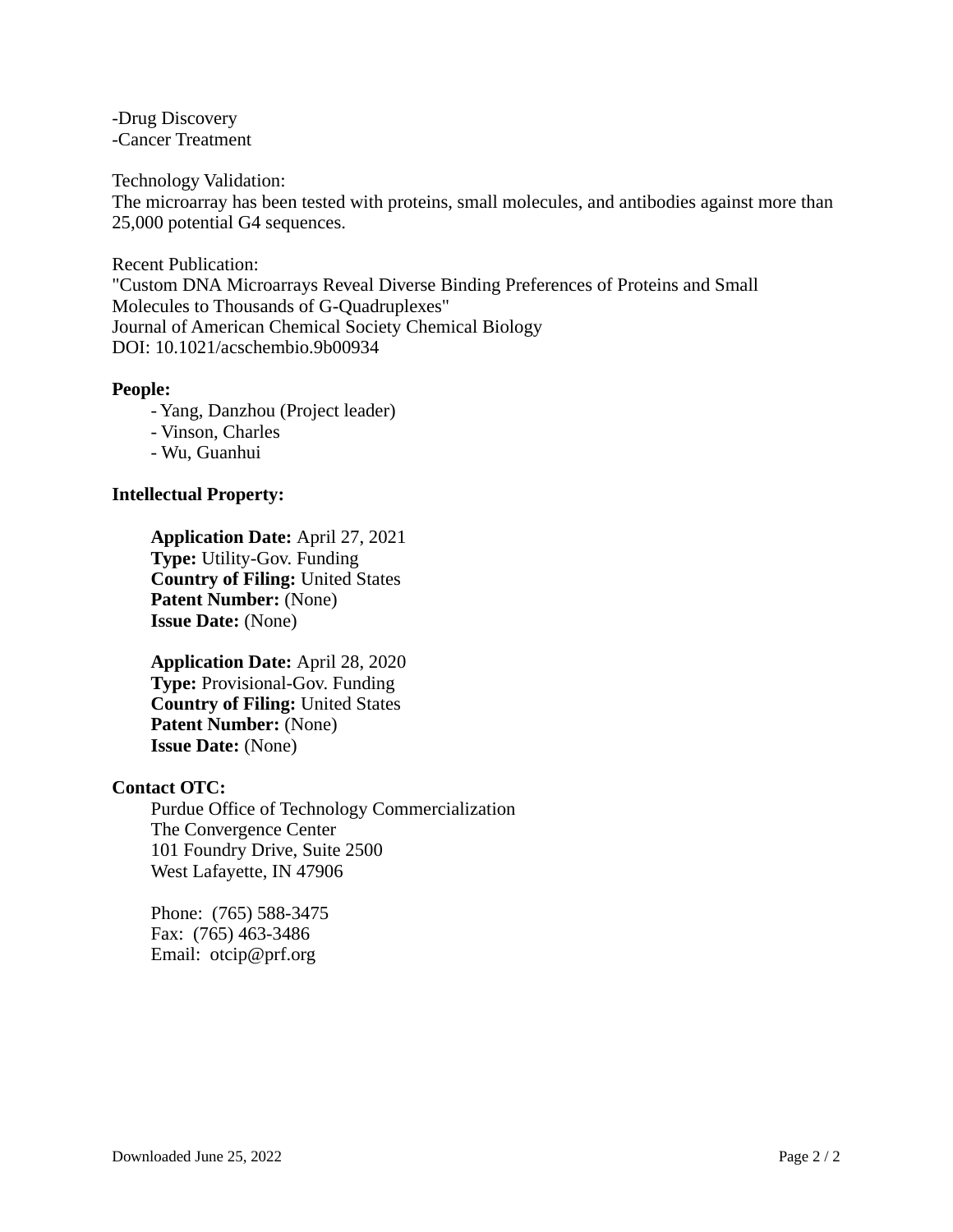-Drug Discovery
-Cancer Treatment

Technology Validation:
The microarray has been tested with proteins, small molecules, and antibodies against more than 25,000 potential G4 sequences.

Recent Publication:
"Custom DNA Microarrays Reveal Diverse Binding Preferences of Proteins and Small Molecules to Thousands of G-Quadruplexes"
Journal of American Chemical Society Chemical Biology
DOI: 10.1021/acschembio.9b00934

**People:**

- Yang, Danzhou (Project leader)
- Vinson, Charles
- Wu, Guanhui

**Intellectual Property:**

**Application Date:** April 27, 2021
**Type:** Utility-Gov. Funding
**Country of Filing:** United States
**Patent Number:** (None)
**Issue Date:** (None)

**Application Date:** April 28, 2020
**Type:** Provisional-Gov. Funding
**Country of Filing:** United States
**Patent Number:** (None)
**Issue Date:** (None)

**Contact OTC:**

Purdue Office of Technology Commercialization
The Convergence Center
101 Foundry Drive, Suite 2500
West Lafayette, IN 47906

Phone: (765) 588-3475
Fax: (765) 463-3486
Email: otcip@prf.org

Downloaded June 25, 2022